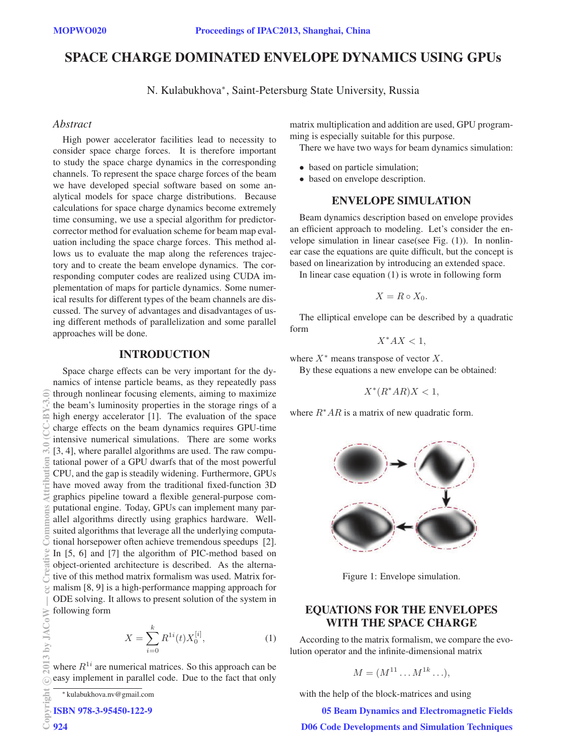# SPACE CHARGE DOMINATED ENVELOPE DYNAMICS USING GPUs

N. Kulabukhova*, Saint-Petersburg State University, Russia

## Abstract

High power accelerator facilities lead to necessity to consider space charge forces. It is therefore important to study the space charge dynamics in the corresponding channels. To represent the space charge forces of the beam we have developed special software based on some analytical models for space charge distributions. Because calculations for space charge dynamics become extremely time consuming, we use a special algorithm for predictor-corrector method for evaluation scheme for beam map evaluation including the space charge forces. This method allows us to evaluate the map along the references trajectory and to create the beam envelope dynamics. The corresponding computer codes are realized using CUDA implementation of maps for particle dynamics. Some numerical results for different types of the beam channels are discussed. The survey of advantages and disadvantages of using different methods of parallelization and some parallel approaches will be done.

## INTRODUCTION

Space charge effects can be very important for the dynamics of intense particle beams, as they repeatedly pass through nonlinear focusing elements, aiming to maximize the beam's luminosity properties in the storage rings of a high energy accelerator [1]. The evaluation of the space charge effects on the beam dynamics requires GPU-time intensive numerical simulations. There are some works [3, 4], where parallel algorithms are used. The raw computational power of a GPU dwarfs that of the most powerful CPU, and the gap is steadily widening. Furthermore, GPUs have moved away from the traditional fixed-function 3D graphics pipeline toward a flexible general-purpose computational engine. Today, GPUs can implement many parallel algorithms directly using graphics hardware. Well-suited algorithms that leverage all the underlying computational horsepower often achieve tremendous speedups [2]. In [5, 6] and [7] the algorithm of PIC-method based on object-oriented architecture is described. As the alternative of this method matrix formalism was used. Matrix formalism [8, 9] is a high-performance mapping approach for ODE solving. It allows to present solution of the system in following form

$$X = \sum_{i=0}^{k} R^{1i}(t) X_0^{[i]}, \tag{1}$$

where $R^{1i}$ are numerical matrices. So this approach can be easy implement in parallel code. Due to the fact that only matrix multiplication and addition are used, GPU programming is especially suitable for this purpose.

There we have two ways for beam dynamics simulation:

- based on particle simulation;
- based on envelope description.

## ENVELOPE SIMULATION

Beam dynamics description based on envelope provides an efficient approach to modeling. Let's consider the envelope simulation in linear case(see Fig. (1)). In nonlinear case the equations are quite difficult, but the concept is based on linearization by introducing an extended space.

In linear case equation (1) is wrote in following form

$$X = R \circ X_0.$$

The elliptical envelope can be described by a quadratic form

$$X^* A X < 1,$$

where $X^*$ means transpose of vector $X$.

By these equations a new envelope can be obtained:

$$X^*(R^* A R)X < 1,$$

where $R^* A R$ is a matrix of new quadratic form.

Figure 1: Envelope simulation.

## EQUATIONS FOR THE ENVELOPES WITH THE SPACE CHARGE

According to the matrix formalism, we compare the evolution operator and the infinite-dimensional matrix

$$M = (M^{11} \ldots M^{1k} \ldots),$$

with the help of the block-matrices and using

\* kulabukhova.nv@gmail.com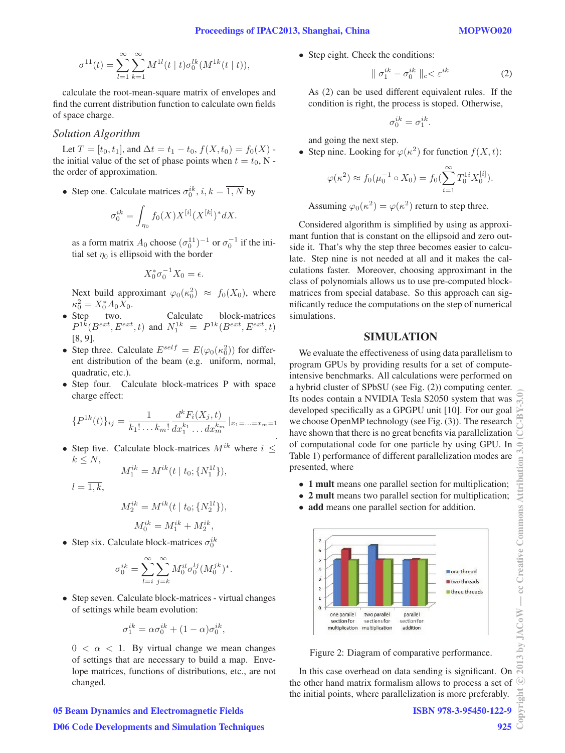$$\sigma^{11}(t) = \sum_{l=1}^{\infty}\sum_{k=1}^{\infty} M^{1l}(t \mid t)\sigma_0^{lk}(M^{1k}(t \mid t)),$$

calculate the root-mean-square matrix of envelopes and find the current distribution function to calculate own fields of space charge.

### *Solution Algorithm*

Let $T = [t_0, t_1]$, and $\Delta t = t_1 - t_0$, $f(X, t_0) = f_0(X)$ - the initial value of the set of phase points when $t = t_0$, N - the order of approximation.

- Step one. Calculate matrices $\sigma_0^{ik}$, $i, k = \overline{1, N}$ by

$$\sigma_0^{ik} = \int_{\eta_0} f_0(X) X^{[i]}(X^{[k]})^* dX.$$

as a form matrix $A_0$ choose $(\sigma_0^{11})^{-1}$ or $\sigma_0^{-1}$ if the initial set $\eta_0$ is ellipsoid with the border

$$X_0^* \sigma_0^{-1} X_0 = \epsilon.$$

Next build approximant $\varphi_0(\kappa_0^2) \approx f_0(X_0)$, where $\kappa_0^2 = X_0^* A_0 X_0$.

- Step two. Calculate block-matrices $P^{1k}(B^{ext}, E^{ext}, t)$ and $N_1^{1k} = P^{1k}(B^{ext}, E^{ext}, t)$ [8, 9].
- Step three. Calculate $E^{self} = E(\varphi_0(\kappa_0^2))$ for different distribution of the beam (e.g. uniform, normal, quadratic, etc.).
- Step four. Calculate block-matrices P with space charge effect:

$$\{P^{1k}(t)\}_{ij} = \frac{1}{k_1! \ldots k_m!} \frac{d^k F_i(X_j, t)}{dx_1^{k_1} \ldots dx_m^{k_m}} |_{x_1 = \ldots = x_m = 1}$$

- Step five. Calculate block-matrices $M^{ik}$ where $i \le k \le N$,

$$M_1^{ik} = M^{ik}(t \mid t_0; \{N_1^{1l}\}),$$

$l = \overline{1, k}$,

$$M_2^{ik} = M^{ik}(t \mid t_0; \{N_2^{1l}\}),$$

$$M_0^{ik} = M_1^{ik} + M_2^{ik},$$

- Step six. Calculate block-matrices $\sigma_0^{ik}$

$$\sigma_0^{ik} = \sum_{l=i}^{\infty}\sum_{j=k}^{\infty} M_0^{il}\sigma_0^{lj}(M_0^{jk})^*.$$

- Step seven. Calculate block-matrices - virtual changes of settings while beam evolution:

$$\sigma_1^{ik} = \alpha\sigma_0^{ik} + (1 - \alpha)\sigma_0^{ik},$$

$0 < \alpha < 1$. By virtual change we mean changes of settings that are necessary to build a map. Envelope matrices, functions of distributions, etc., are not changed.

- Step eight. Check the conditions:

$$\| \sigma_1^{ik} - \sigma_0^{ik} \|_c < \varepsilon^{ik} \qquad (2)$$

As (2) can be used different equivalent rules. If the condition is right, the process is stoped. Otherwise,

$$\sigma_0^{ik} = \sigma_1^{ik}.$$

and going the next step.

- Step nine. Looking for $\varphi(\kappa^2)$ for function $f(X, t)$:

$$\varphi(\kappa^2) \approx f_0(\mu_0^{-1} \circ X_0) = f_0(\sum_{i=1}^{\infty} T_0^{1i} X_0^{[i]}).$$

Assuming $\varphi_0(\kappa^2) = \varphi(\kappa^2)$ return to step three.

Considered algorithm is simplified by using as approximant funtion that is constant on the ellipsoid and zero outside it. That's why the step three becomes easier to calculate. Step nine is not needed at all and it makes the calculations faster. Moreover, choosing approximant in the class of polynomials allows us to use pre-computed block-matrices from special database. So this approach can significantly reduce the computations on the step of numerical simulations.

## SIMULATION

We evaluate the effectiveness of using data parallelism to program GPUs by providing results for a set of compute-intensive benchmarks. All calculations were performed on a hybrid cluster of SPbSU (see Fig. (2)) computing center. Its nodes contain a NVIDIA Tesla S2050 system that was developed specifically as a GPGPU unit [10]. For our goal we choose OpenMP technology (see Fig. (3)). The research have shown that there is no great benefits via parallelization of computational code for one particle by using GPU. In Table 1) performance of different parallelization modes are presented, where

- **1 mult** means one parallel section for multiplication;
- **2 mult** means two parallel section for multiplication;
- **add** means one parallel section for addition.

Figure 2: Diagram of comparative performance.

In this case overhead on data sending is significant. On the other hand matrix formalism allows to process a set of the initial points, where parallelization is more preferably.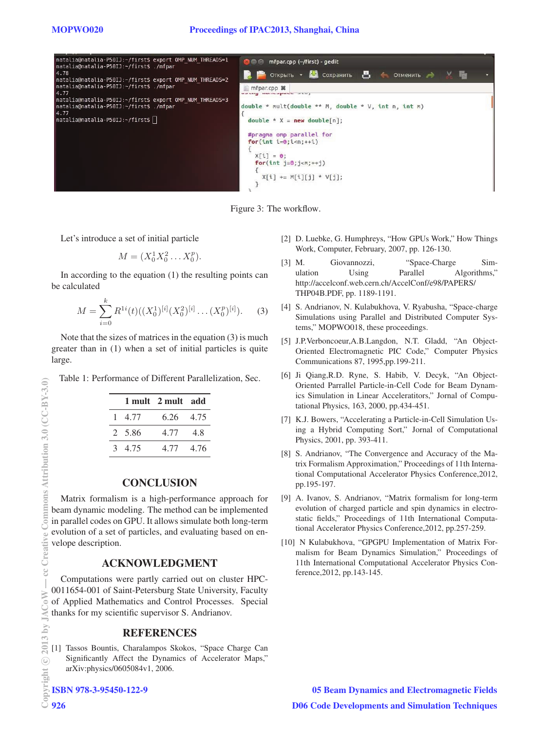Figure 3: The workflow.

Let's introduce a set of initial particle

$$M = (X_0^1 X_0^2 \ldots X_0^p).$$

In according to the equation (1) the resulting points can be calculated

$$M = \sum_{i=0}^{k} R^{1i}(t)((X_0^1)^{[i]}(X_0^2)^{[i]} \ldots (X_0^p)^{[i]}). \quad (3)$$

Note that the sizes of matrices in the equation (3) is much greater than in (1) when a set of initial particles is quite large.

Table 1: Performance of Different Parallelization, Sec.

| | 1 mult | 2 mult | add |
|---|---|---|---|
| 1 | 4.77 | 6.26 | 4.75 |
| 2 | 5.86 | 4.77 | 4.8 |
| 3 | 4.75 | 4.77 | 4.76 |

## CONCLUSION

Matrix formalism is a high-performance approach for beam dynamic modeling. The method can be implemented in parallel codes on GPU. It allows simulate both long-term evolution of a set of particles, and evaluating based on envelope description.

## ACKNOWLEDGMENT

Computations were partly carried out on cluster HPC-0011654-001 of Saint-Petersburg State University, Faculty of Applied Mathematics and Control Processes. Special thanks for my scientific supervisor S. Andrianov.

## REFERENCES

[1] Tassos Bountis, Charalampos Skokos, "Space Charge Can Significantly Affect the Dynamics of Accelerator Maps," arXiv:physics/0605084v1, 2006.

[2] D. Luebke, G. Humphreys, "How GPUs Work," How Things Work, Computer, February, 2007, pp. 126-130.

[3] M. Giovannozzi, "Space-Charge Simulation Using Parallel Algorithms," http://accelconf.web.cern.ch/AccelConf/e98/PAPERS/THP04B.PDF, pp. 1189-1191.

[4] S. Andrianov, N. Kulabukhova, V. Ryabusha, "Space-charge Simulations using Parallel and Distributed Computer Systems," MOPWO018, these proceedings.

[5] J.P.Verboncoeur,A.B.Langdon, N.T. Gladd, "An Object-Oriented Electromagnetic PIC Code," Computer Physics Communications 87, 1995,pp.199-211.

[6] Ji Qiang,R.D. Ryne, S. Habib, V. Decyk, "An Object-Oriented Parrallel Particle-in-Cell Code for Beam Dynamics Simulation in Linear Acceleratitors," Jornal of Computational Physics, 163, 2000, pp.434-451.

[7] K.J. Bowers, "Accelerating a Particle-in-Cell Simulation Using a Hybrid Computing Sort," Jornal of Computational Physics, 2001, pp. 393-411.

[8] S. Andrianov, "The Convergence and Accuracy of the Matrix Formalism Approximation," Proceedings of 11th International Computational Accelerator Physics Conference,2012, pp.195-197.

[9] A. Ivanov, S. Andrianov, "Matrix formalism for long-term evolution of charged particle and spin dynamics in electrostatic fields," Proceedings of 11th International Computational Accelerator Physics Conference,2012, pp.257-259.

[10] N Kulabukhova, "GPGPU Implementation of Matrix Formalism for Beam Dynamics Simulation," Proceedings of 11th International Computational Accelerator Physics Conference,2012, pp.143-145.